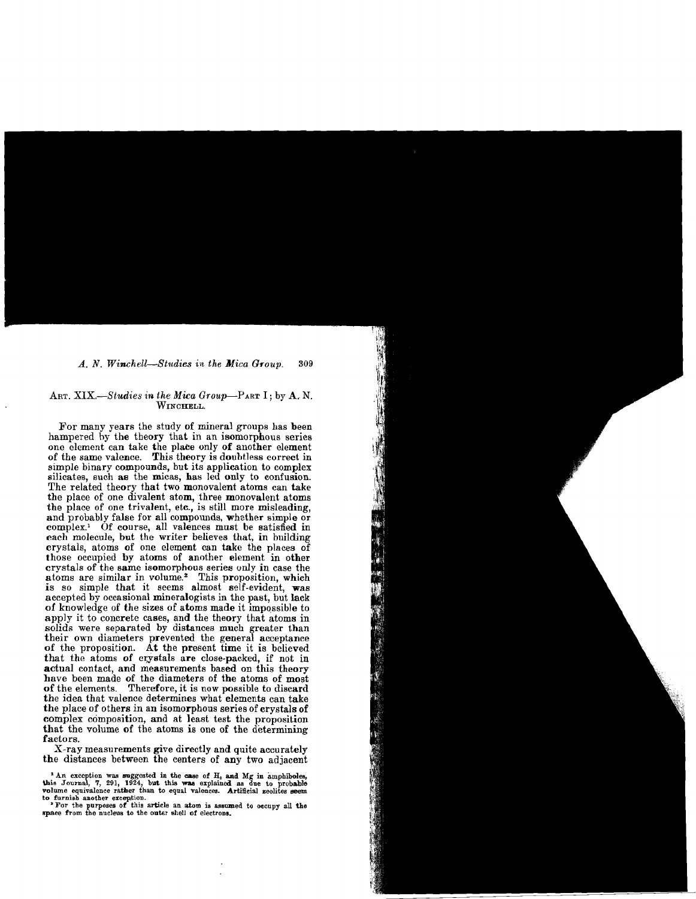ART. XIX.—*Studies in the Mica Group*—PART I; by A. N. WINCHELL.

For many years the study of mineral groups has been hampered by the theory that in an isomorphous series one element can take the place only of another element of the same valence. This theory is doubtless correct in simple binary compounds, but its application to complex silicates, such as the micas, has led only to confusion. The related theory that two monovalent atoms can take the place of one divalent atom, three monovalent atoms the place of one trivalent, etc., is still more misleading, and probably false for all compounds, whether simple or complex.[1] Of course, all valences must be satisfied in each molecule, but the writer believes that, in building crystals, atoms of one element can take the places of those occupied by atoms of another element in other crystals of the same isomorphous series only in case the atoms are similar in volume.[2] This proposition, which is so simple that it seems almost self-evident, was accepted by occasional mineralogists in the past, but lack of knowledge of the sizes of atoms made it impossible to apply it to concrete cases, and the theory that atoms in solids were separated by distances much greater than their own diameters prevented the general acceptance of the proposition. At the present time it is believed that the atoms of crystals are close-packed, if not in actual contact, and measurements based on this theory have been made of the diameters of the atoms of most of the elements. Therefore, it is now possible to discard the idea that valence determines what elements can take the place of others in an isomorphous series of crystals of complex composition, and at least test the proposition that the volume of the atoms is one of the determining factors.

X-ray measurements give directly and quite accurately the distances between the centers of any two adjacent

[1] An exception was suggested in the case of $H_2$ and Mg in amphiboles, this Journal, 7, 291, 1924, but this was explained as due to probable volume equivalence rather than to equal valences. Artificial zeolites seem to furnish another exception.

[2] For the purposes of this article an atom is assumed to occupy all the space from the nucleus to the outer shell of electrons.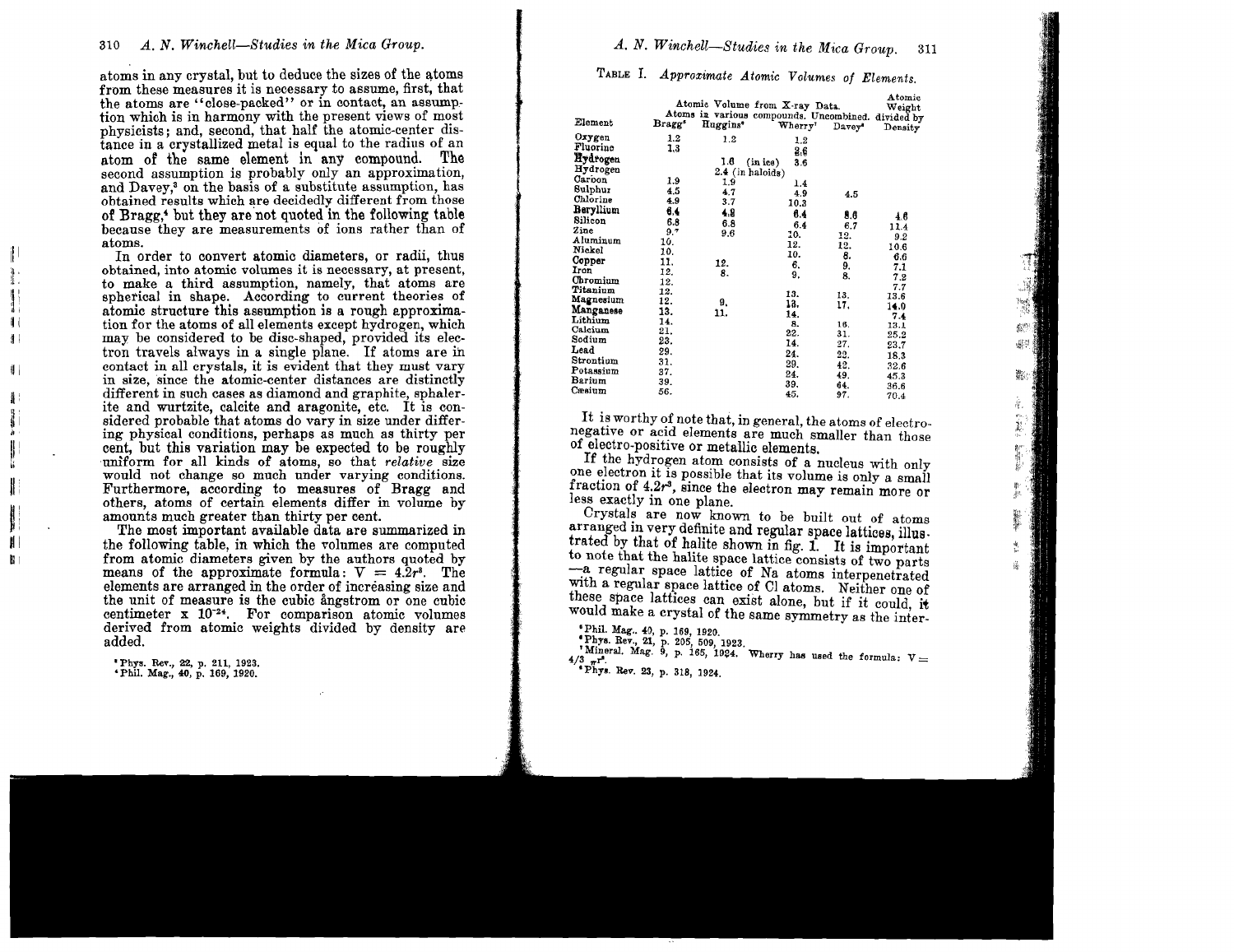atoms in any crystal, but to deduce the sizes of the atoms from these measures it is necessary to assume, first, that the atoms are "close-packed" or in contact, an assumption which is in harmony with the present views of most physicists; and, second, that half the atomic-center distance in a crystallized metal is equal to the radius of an atom of the same element in any compound. The second assumption is probably only an approximation, and Davey,[3] on the basis of a substitute assumption, has obtained results which are decidedly different from those of Bragg,[4] but they are not quoted in the following table because they are measurements of ions rather than of atoms.

In order to convert atomic diameters, or radii, thus obtained, into atomic volumes it is necessary, at present, to make a third assumption, namely, that atoms are spherical in shape. According to current theories of atomic structure this assumption is a rough approximation for the atoms of all elements except hydrogen, which may be considered to be disc-shaped, provided its electron travels always in a single plane. If atoms are in contact in all crystals, it is evident that they must vary in size, since the atomic-center distances are distinctly different in such cases as diamond and graphite, sphalerite and wurtzite, calcite and aragonite, etc. It is considered probable that atoms do vary in size under differing physical conditions, perhaps as much as thirty per cent, but this variation may be expected to be roughly uniform for all kinds of atoms, so that *relative* size would not change so much under varying conditions. Furthermore, according to measures of Bragg and others, atoms of certain elements differ in volume by amounts much greater than thirty per cent.

The most important available data are summarized in the following table, in which the volumes are computed from atomic diameters given by the authors quoted by means of the approximate formula: $V = 4.2r^3$. The elements are arranged in the order of increasing size and the unit of measure is the cubic ångstrom or one cubic centimeter x $10^{-24}$. For comparison atomic volumes derived from atomic weights divided by density are added.

[3] Phys. Rev., 22, p. 211, 1923.

[4] Phil. Mag., 40, p. 169, 1920.

TABLE I. *Approximate Atomic Volumes of Elements.*

| Element | Atomic Volume from X-ray Data. Atoms in various compounds. | | | Uncombined. | Atomic Weight divided by Density |
|---|---|---|---|---|---|
| | Bragg[5] | Huggins[6] | Wherry[7] | Davey[8] | |
| Oxygen | 1.2 | 1.2 | 1.2 | | |
| Fluorine | 1.3 | | 2.6 | | |
| Hydrogen | | 1.6 (in ice) | 3.6 | | |
| Hydrogen | | 2.4 (in haloids) | | | |
| Carbon | 1.9 | 1.9 | 1.4 | | |
| Sulphur | 4.5 | 4.7 | 4.9 | 4.5 | |
| Chlorine | 4.9 | 3.7 | 10.3 | | |
| Beryllium | 6.4 | 4.9 | 6.4 | 8.6 | 4.6 |
| Silicon | 6.8 | 6.8 | 6.4 | 6.7 | 11.4 |
| Zinc | 9.7 | 9.6 | 10. | 12. | 9.2 |
| Aluminum | 10. | | 12. | 12. | 10.6 |
| Nickel | 10. | | 10. | 8. | 6.6 |
| Copper | 11. | 12. | 6. | 9. | 7.1 |
| Iron | 12. | 8. | 9. | 8. | 7.2 |
| Chromium | 12. | | | | 7.7 |
| Titanium | 12. | | 13. | 13. | 13.6 |
| Magnesium | 12. | 9. | 13. | 17. | 14.0 |
| Manganese | 13. | 11. | 14. | | 7.4 |
| Lithium | 14. | | 8. | 16. | 13.1 |
| Calcium | 21. | | 22. | 31. | 25.2 |
| Sodium | 23. | | 14. | 27. | 23.7 |
| Lead | 29. | | 24. | 22. | 18.3 |
| Strontium | 31. | | 29. | 42. | 32.6 |
| Potassium | 37. | | 24. | 49. | 45.3 |
| Barium | 39. | | 39. | 64. | 36.6 |
| Cæsium | 56. | | 45. | 97. | 70.4 |

It is worthy of note that, in general, the atoms of electro-negative or acid elements are much smaller than those of electro-positive or metallic elements.

If the hydrogen atom consists of a nucleus with only one electron it is possible that its volume is only a small fraction of $4.2r^3$, since the electron may remain more or less exactly in one plane.

Crystals are now known to be built out of atoms arranged in very definite and regular space lattices, illustrated by that of halite shown in fig. 1. It is important to note that the halite space lattice consists of two parts —a regular space lattice of Na atoms interpenetrated with a regular space lattice of Cl atoms. Neither one of these space lattices can exist alone, but if it could, it would make a crystal of the same symmetry as the inter-

[5] Phil. Mag., 40, p. 169, 1920.

[6] Phys. Rev., 21, p. 205, 509, 1923.

[7] Mineral. Mag. 9, p. 165, 1924. Wherry has used the formula: $V = 4/3\ \pi r^3$.

[8] Phys. Rev. 23, p. 318, 1924.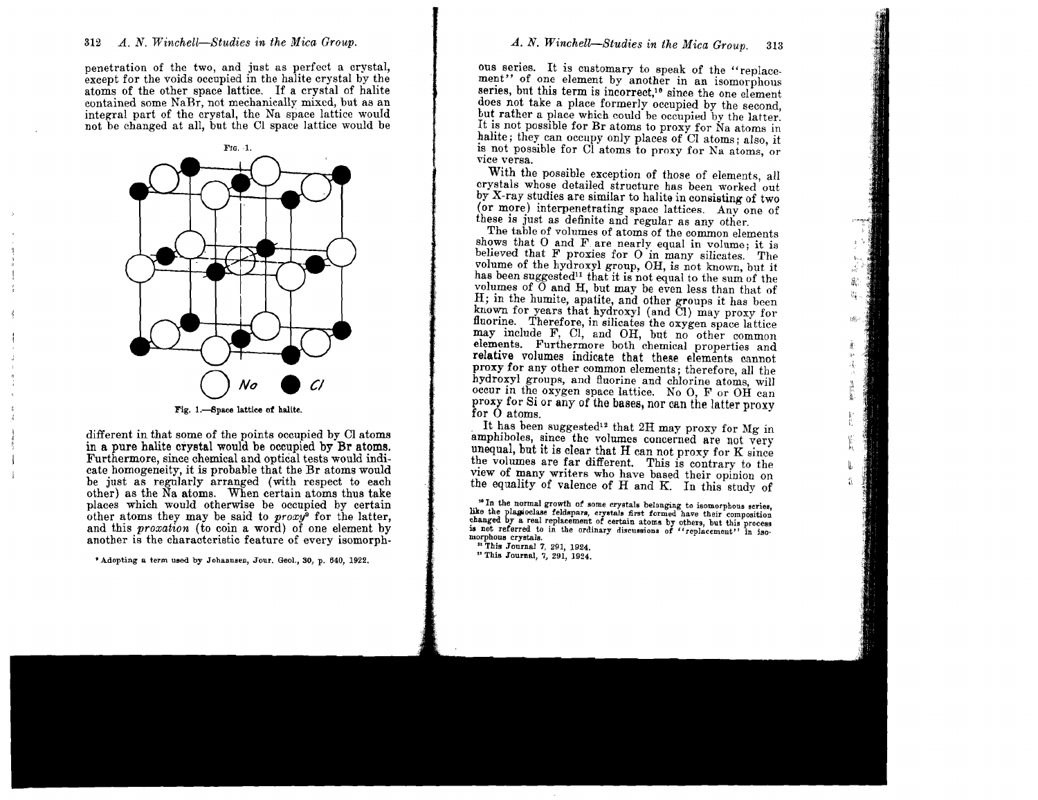penetration of the two, and just as perfect a crystal, except for the voids occupied in the halite crystal by the atoms of the other space lattice. If a crystal of halite contained some NaBr, not mechanically mixed, but as an integral part of the crystal, the Na space lattice would not be changed at all, but the Cl space lattice would be

Fig. 1.—Space lattice of halite.

different in that some of the points occupied by Cl atoms in a pure halite crystal would be occupied by Br atoms. Furthermore, since chemical and optical tests would indicate homogeneity, it is probable that the Br atoms would be just as regularly arranged (with respect to each other) as the Na atoms. When certain atoms thus take places which would otherwise be occupied by certain other atoms they may be said to *proxy*[9] for the latter, and this *proxation* (to coin a word) of one element by another is the characteristic feature of every isomorphous series. It is customary to speak of the "replacement" of one element by another in an isomorphous series, but this term is incorrect,[10] since the one element does not take a place formerly occupied by the second, but rather a place which could be occupied by the latter. It is not possible for Br atoms to proxy for Na atoms in halite; they can occupy only places of Cl atoms; also, it is not possible for Cl atoms to proxy for Na atoms, or vice versa.

With the possible exception of those of elements, all crystals whose detailed structure has been worked out by X-ray studies are similar to halite in consisting of two (or more) interpenetrating space lattices. Any one of these is just as definite and regular as any other.

The table of volumes of atoms of the common elements shows that O and F are nearly equal in volume; it is believed that F proxies for O in many silicates. The volume of the hydroxyl group, OH, is not known, but it has been suggested[11] that it is not equal to the sum of the volumes of O and H, but may be even less than that of H; in the humite, apatite, and other groups it has been known for years that hydroxyl (and Cl) may proxy for fluorine. Therefore, in silicates the oxygen space lattice may include F, Cl, and OH, but no other common elements. Furthermore both chemical properties and relative volumes indicate that these elements cannot proxy for any other common elements; therefore, all the hydroxyl groups, and fluorine and chlorine atoms, will occur in the oxygen space lattice. No O, F or OH can proxy for Si or any of the bases, nor can the latter proxy for O atoms.

It has been suggested[12] that 2H may proxy for Mg in amphiboles, since the volumes concerned are not very unequal, but it is clear that H can not proxy for K since the volumes are far different. This is contrary to the view of many writers who have based their opinion on the equality of valence of H and K. In this study of

[9] Adopting a term used by Johannsen, Jour. Geol., 30, p. 640, 1922.

[10] In the normal growth of some crystals belonging to isomorphous series, like the plagioclase feldspars, crystals first formed have their composition changed by a real replacement of certain atoms by others, but this process is not referred to in the ordinary discussions of "replacement" in isomorphous crystals.

[11] This Journal 7, 291, 1924.

[12] This Journal, 7, 291, 1924.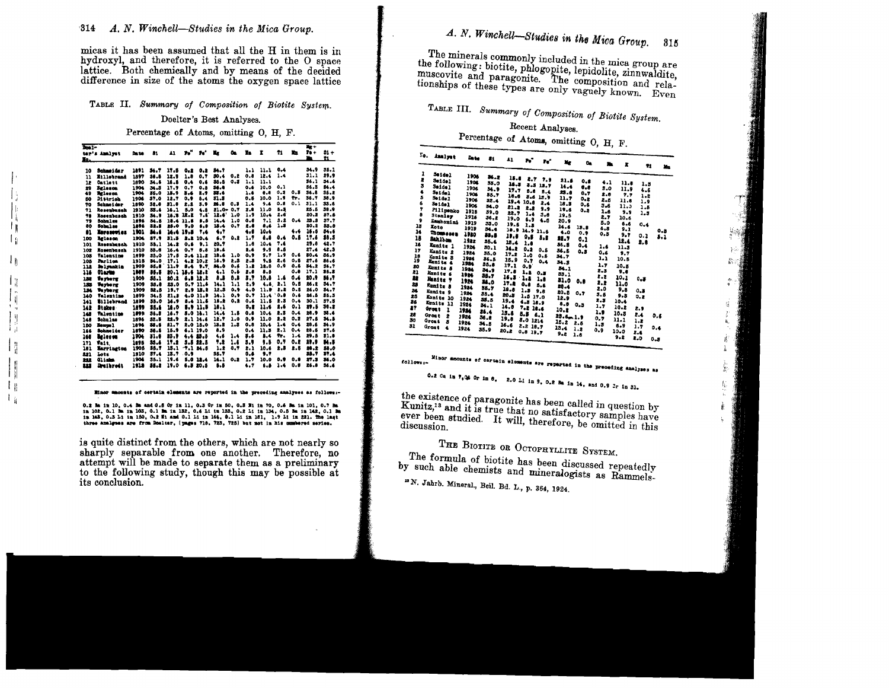micas it has been assumed that all the H in them is in hydroxyl, and therefore, it is referred to the O space lattice. Both chemically and by means of the decided difference in size of the atoms the oxygen space lattice

TABLE II. *Summary of Composition of Biotite System.*

Doelter's Best Analyses.

Percentage of Atoms, omitting O, H, F.

| Doelter's No. | Analyst | Date | Si | Al | Fe‴ | Fe″ | Mg | Ca | Na | K | Ti | Mn | Mg + Fe + Mn | Si + Ti |
|---|---|---|---|---|---|---|---|---|---|---|---|---|---|---|
| 10 | Schneider | 1891 | 34.7 | 17.5 | 0.2 | 0.2 | 34.7 | | 1.1 | 11.1 | 0.4 | | 34.9 | 35.1 |
| 11 | Hillebrand | 1897 | 36.5 | 12.3 | 1.5 | 0.7 | 30.4 | 0.2 | 0.8 | 12.4 | 1.4 | | 31.1 | 37.9 |
| 12 | Catlett | 1890 | 34.5 | 16.1 | 0.4 | 0.6 | 30.5 | 0.3 | 1.1 | 11.1 | | | 34.1 | 34.4 |
| 23 | Eglesom | 1904 | 34.3 | 17.9 | 0.7 | 0.3 | 36.0 | | 0.4 | 10.0 | 0.1 | | 36.3 | 34.4 |
| 49 | Eglesom | 1904 | 35.0 | 15.9 | 3.6 | 2.9 | 33.6 | | 1.6 | 6.6 | 0.2 | 0.3 | 36.8 | 35.2 |
| 50 | Dittrich | 1906 | 37.0 | 12.7 | 0.9 | 3.4 | 33.6 | | 0.5 | 10.0 | 1.9 | Tr. | 36.7 | 38.9 |
| 70 | Schneider | 1890 | 32.6 | 21.8 | 2.2 | 3.9 | 26.8 | 0.3 | 1.4 | 9.4 | 0.8 | 0.1 | 31.1 | 33.5 |
| 71 | Rosenbusch | 1910 | 33.4 | 16.1 | 5.0 | 4.5 | 21.0 | 0.7 | 2.6 | 11.0 | 5.2 | | 25.5 | 38.6 |
| 78 | Rosenbusch | 1910 | 34.9 | 15.3 | 12.2 | 7.6 | 12.6 | 1.0 | 1.3 | 10.4 | 2.6 | | 20.2 | 37.5 |
| 79 | Schnlze | 1896 | 34.5 | 18.4 | 11.5 | 5.5 | 14.4 | 1.0 | 0.6 | 7.1 | 3.2 | 0.4 | 22.3 | 37.7 |
| 80 | Schulze | 1896 | 33.3 | 25.0 | 9.0 | 6.9 | 13.4 | 0.7 | 2.8 | 8.6 | 1.3 | | 20.3 | 35.0 |
| 81 | Haroszewics | 1901 | 34.5 | 14.4 | 19.5 | 7.6 | 4.7 | | 4.5 | 10.4 | | 4.4 | 16.6 | 34.6 |
| 100 | Eglesom | 1904 | 37.9 | 21.3 | 3.2 | 10.4 | 6.7 | 0.2 | 1.7 | 6.2 | 0.4 | 0.5 | 17.6 | 38.3 |
| 101 | Rosenbusch | 1910 | 35.1 | 14.2 | 0.5 | 9.1 | 20.7 | | 1.6 | 10.4 | 7.4 | | 29.8 | 42.7 |
| 102 | Rosenbusch | 1910 | 35.6 | 16.4 | 0.7 | 8.6 | 18.6 | | 2.6 | 9.3 | 6.5 | | 27.4 | 42.3 |
| 103 | Valentine | 1899 | 35.0 | 17.5 | 3.4 | 11.2 | 18.6 | 1.0 | 0.9 | 9.7 | 1.9 | 0.6 | 30.4 | 36.9 |
| 105 | Parlion | 1915 | 34.0 | 17.1 | 4.2 | 10.2 | 16.9 | 2.3 | 2.3 | 9.3 | 2.6 | 0.5 | 27.6 | 36.6 |
| 112 | Belyankin | 1909 | 35.8 | 11.9 | 8.4 | 9.7 | 24.0 | 0.6 | 1.2 | 18.0 | 0.9 | 0.5 | 34.2 | 36.7 |
| 116 | Clarke | 1889 | 35.5 | 20.1 | 15.6 | 12.5 | 4.1 | 0.4 | 2.8 | 8.5 | | 0.6 | 17.1 | 35.5 |
| 128 | Weyberg | 1909 | 35.1 | 20.2 | 6.8 | 12.5 | 8.8 | 0.8 | 3.7 | 10.3 | 1.6 | 0.4 | 20.9 | 36.7 |
| 133 | Weyberg | 1909 | 33.6 | 23.0 | 5.7 | 11.4 | 14.1 | 1.1 | 2.9 | 4.5 | 3.1 | 0.5 | 26.1 | 34.7 |
| 136 | Weyberg | 1909 | 32.5 | 19.7 | 2.9 | 13.3 | 12.3 | 0.9 | 4.0 | 11.9 | 2.2 | 0.5 | 26.0 | 34.7 |
| 140 | Valentine | 1899 | 34.5 | 21.3 | 4.0 | 11.5 | 14.1 | 0.9 | 0.7 | 11.4 | 0.8 | 0.5 | 26.5 | 35.3 |
| 141 | Hillebrand | 1899 | 35.0 | 14.9 | 8.4 | 11.6 | 18.5 | 0.2 | 0.6 | 11.5 | 2.3 | 0.4 | 30.1 | 37.3 |
| 142 | Stokes | 1899 | 35.6 | 16.0 | 8.9 | 11.5 | 18.1 | | 0.3 | 11.6 | 2.6 | 0.1 | 29.5 | 38.2 |
| 148 | Valentine | 1899 | 34.2 | 16.7 | 2.0 | 14.1 | 14.4 | 1.5 | 0.2 | 10.4 | 2.2 | 0.4 | 28.9 | 36.4 |
| 149 | Schulze | 1896 | 32.3 | 22.9 | 2.1 | 14.6 | 12.7 | 1.0 | 0.9 | 11.0 | 2.2 | 0.2 | 27.5 | 34.5 |
| 150 | Hempel | 1896 | 33.3 | 21.7 | 2.0 | 15.0 | 12.2 | 1.3 | 0.8 | 10.4 | 1.6 | 0.4 | 25.6 | 34.9 |
| 164 | Schneider | 1890 | 36.5 | 15.9 | 4.1 | 19.0 | 8.9 | | 0.4 | 11.3 | 2.1 | 0.4 | 28.5 | 37.6 |
| 168 | Eglesom | 1904 | 31.5 | 25.9 | 4.4 | 23.3 | 4.6 | 1.4 | 3.6 | 5.4 | Tr. | 1.4 | 29.5 | 31.5 |
| 171 | Vait | 1898 | 33.4 | 17.2 | 3.5 | 22.5 | 7.8 | 1.4 | 3.9 | 9.3 | 0.7 | 0.2 | 29.9 | 34.5 |
| 181 | Harrington | 1906 | 33.7 | 15.1 | 7.1 | 34.5 | 1.2 | 0.7 | 2.1 | 10.6 | 2.3 | 2.5 | 38.2 | 36.0 |
| 221 | Lotz | 1910 | 37.4 | 13.7 | 0.3 | | 35.7 | | 0.6 | 9.7 | | | 35.7 | 37.4 |
| 222 | Glinka | 1906 | 35.1 | 19.4 | 5.0 | 13.4 | 14.1 | 0.2 | 1.7 | 10.0 | 0.9 | 0.8 | 27.3 | 36.0 |
| 223 | Breithreit | 1912 | 35.2 | 19.0 | 6.3 | 20.5 | 5.5 | | 4.7 | 6.3 | 1.4 | 0.5 | 26.5 | 36.6 |

Minor amounts of certain elements are reported in the preceding analyses as follows:—

0.2 Ba in 10, 0.4 Ba and 0.8 Cr in 11, 0.3 Cr in 50, 0.3 Ni in 70, 0.4 Ba in 101, 0.7 Ba in 102, 0.1 Ba in 103, 0.1 Ba in 132, 0.6 Li in 133, 0.2 Li in 134, 0.5 Ba in 142, 0.1 Ba in 143, 0.3 Li in 150, 0.2 Ni and 0.1 Li in 164, 0.1 Li in 181, 1.9 Li in 221. The last three analyses are from Doelter, (pages 710, 723, 725) but not in his numbered series.

is quite distinct from the others, which are not nearly so sharply separable from one another. Therefore, no attempt will be made to separate them as a preliminary to the following study, though this may be possible at its conclusion.

The minerals commonly included in the mica group are the following: biotite, phlogopite, lepidolite, zinnwaldite, muscovite and paragonite. The composition and relationships of these types are only vaguely known. Even

TABLE III. *Summary of Composition of Biotite System.*

Recent Analyses.

Percentage of Atoms, omitting O, H, F.

| No. | Analyst | Date | Si | Al | Fe‴ | Fe″ | Mg | Ca | Na | K | Ti | Mn |
|---|---|---|---|---|---|---|---|---|---|---|---|---|
| 1 | Seidel | 1906 | 36.2 | 15.8 | 2.7 | 7.9 | 21.6 | 0.8 | 4.1 | 11.8 | 1.5 | |
| 2 | Seidel | 1906 | 35.0 | 18.3 | 3.3 | 13.7 | 14.4 | 0.8 | 3.0 | 11.9 | 4.5 | |
| 3 | Seidel | 1906 | 34.9 | 17.7 | 5.6 | 5.4 | 22.6 | 0.7 | 2.8 | 7.7 | 1.2 | |
| 4 | Seidel | 1906 | 35.7 | 16.6 | 2.6 | 12.9 | 11.7 | 0.2 | 2.6 | 11.6 | 1.9 | |
| 5 | Seidel | 1906 | 32.4 | 19.4 | 10.8 | 2.4 | 18.3 | 0.6 | 3.6 | 11.0 | 1.6 | |
| 6 | Seidel | 1906 | 34.0 | 21.2 | 2.2 | 3.9 | 19.6 | 0.2 | 1.6 | 9.3 | 1.3 | |
| 7 | Pilipenko | 1915 | 39.0 | 22.7 | 1.4 | 3.6 | 19.5 | | 2.7 | 10.6 | | |
| 8 | Stanley | 1916 | 36.2 | 19.0 | 6.3 | 4.8 | 20.9 | | 5.0 | 6.6 | 0.4 | |
| 9 | Zambonini | 1919 | 33.0 | 19.5 | 1.2 | | 34.6 | 13.8 | 6.8 | 9.1 | | 0.3 |
| 13 | Koto | 1919 | 34.4 | 18.9 | 14.9 | 11.6 | 4.0 | 0.9 | 0.3 | 9.7 | 0.1 | 5.1 |
| 14 | Thomasson | 1920 | 33.5 | 18.8 | 0.5 | 5.5 | 22.7 | 0.1 | | 12.4 | 2.6 | |
| 15 | Sahlbom | 1922 | 35.4 | 18.4 | 1.6 | | 36.3 | 0.4 | 1.6 | 11.3 | | |
| 16 | Kunitz 1 | 1924 | 30.1 | 14.2 | 0.2 | 0.5 | 36.5 | 0.3 | 0.6 | 9.7 | | |
| 17 | Kunitz 2 | 1924 | 35.0 | 17.2 | 1.0 | 0.6 | 34.7 | | 1.1 | 10.5 | | |
| 18 | Kunitz 3 | 1924 | 36.5 | 15.9 | 0.7 | 0.4 | 34.3 | | 1.7 | 10.5 | | |
| 19 | Kunitz 4 | 1924 | 35.8 | 17.1 | 0.9 | | 34.1 | | 2.3 | 9.6 | | |
| 20 | Kunitz 5 | 1924 | 34.9 | 17.6 | 1.2 | 0.2 | 33.1 | | 2.2 | 10.1 | 0.2 | |
| 21 | Kunitz 6 | 1924 | 35.7 | 16.3 | 1.5 | 1.5 | 31.0 | 0.8 | 2.2 | 11.0 | | |
| 22 | Kunitz 7 | 1924 | 34.0 | 17.5 | 0.6 | 5.6 | 28.4 | | 2.0 | 9.8 | 0.3 | |
| 23 | Kunitz 8 | 1924 | 35.7 | 18.6 | 1.2 | 9.6 | 20.5 | 0.7 | 3.5 | 9.3 | 0.2 | |
| 24 | Kunitz 9 | 1924 | 35.4 | 20.2 | 1.5 | 17.0 | 12.9 | | 2.3 | 10.4 | | |
| 25 | Kunitz 10 | 1924 | 35.5 | 19.4 | 4.3 | 16.9 | 8.8 | 0.3 | 1.7 | 10.2 | 2.9 | |
| 26 | Kunitz 11 | 1924 | 34.1 | 14.8 | 7.2 | 18.6 | 10.2 | | 1.9 | 10.3 | 2.4 | 0.6 |
| 27 | Groat 1 | 1924 | 35.4 | 15.5 | 5.3 | 6.1 | 23.6 | 1.9 | 0.7 | 11.1 | 1.2 | |
| 28 | Groat 2 | 1924 | 36.8 | 19.8 | 5.0 | 12.4 | 15.2 | 2.5 | 1.3 | 6.9 | 1.7 | 0.4 |
| 30 | Groat 3 | 1924 | 34.3 | 16.6 | 2.2 | 18.7 | 13.4 | 1.2 | 0.9 | 10.0 | 2.6 | |
| 31 | Groat 4 | 1924 | 35.9 | 20.2 | 0.6 | 19.7 | 9.2 | 1.6 | | 9.2 | 2.0 | 0.3 |

Minor amounts of certain elements are reported in the preceding analyses as follows:—

0.2 Ca in 7, 0.4 Cr in 8, 2.0 Li in 9, 0.2 Ba in 14, and 0.9 Cr in 31.

the existence of paragonite has been called in question by Kunitz,[13] and it is true that no satisfactory samples have ever been studied. It will, therefore, be omitted in this discussion.

## THE BIOTITE OR OCTOPHYLLITE SYSTEM.

The formula of biotite has been discussed repeatedly by such able chemists and mineralogists as Rammels-

[13] N. Jahrb. Mineral., Beil. Bd. L, p. 364, 1924.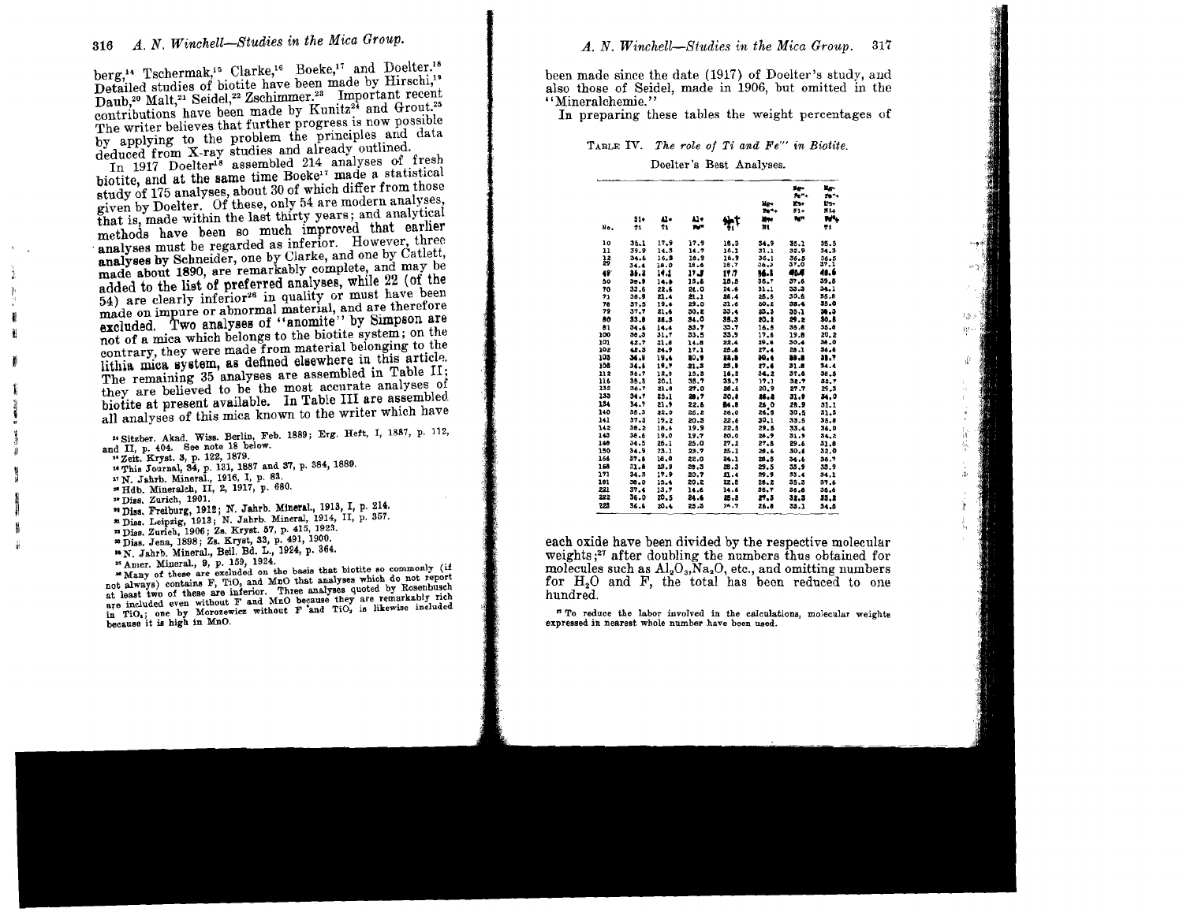berg,[14] Tschermak,[15] Clarke,[16] Boeke,[17] and Doelter.[18] Detailed studies of biotite have been made by Hirschi,[19] Daub,[20] Malt,[21] Seidel,[22] Zschimmer.[23] Important recent contributions have been made by Kunitz[24] and Grout.[25] The writer believes that further progress is now possible by applying to the problem the principles and data deduced from X-ray studies and already outlined.

In 1917 Doelter[18] assembled 214 analyses of fresh biotite, and at the same time Boeke[17] made a statistical study of 175 analyses, about 30 of which differ from those given by Doelter. Of these, only 54 are modern analyses, that is, made within the last thirty years; and analytical methods have been so much improved that earlier analyses must be regarded as inferior. However, three analyses by Schneider, one by Clarke, and one by Catlett, made about 1890, are remarkably complete, and may be added to the list of preferred analyses, while 22 (of the 54) are clearly inferior[26] in quality or must have been made on impure or abnormal material, and are therefore excluded. Two analyses of "anomite" by Simpson are not of a mica which belongs to the biotite system; on the contrary, they were made from material belonging to the lithia mica system, as defined elsewhere in this article. The remaining 35 analyses are assembled in Table II; they are believed to be the most accurate analyses of biotite at present available. In Table III are assembled all analyses of this mica known to the writer which have

[14] Sitzber. Akad. Wiss. Berlin, Feb. 1889; Erg. Heft, I, 1887, p. 112, and II, p. 404. See note 18 below.

[15] Zeit. Kryst. 3, p. 122, 1879.

[16] This Journal, 34, p. 131, 1887 and 37, p. 384, 1889.

[17] N. Jahrb. Mineral., 1916, I, p. 83.

[18] Hdb. Mineralch, II, 2, 1917, p. 680.

[19] Diss. Zurich, 1901.

[20] Diss. Freiburg, 1912; N. Jahrb. Mineral., 1913, I, p. 214.

[21] Diss. Leipzig, 1913; N. Jahrb. Mineral., 1914, II, p. 357.

[22] Diss. Zurich, 1906; Zs. Kryst. 57, p. 415, 1923.

[23] Diss. Jena, 1898; Zs. Kryst, 33, p. 491, 1900.

[24] N. Jahrb. Mineral., Beil. Bd. L., 1924, p. 364.

[25] Amer. Mineral., 9, p. 159, 1924.

[26] Many of these are excluded on the basis that biotite so commonly (if not always) contains F, $TiO_2$ and MnO that analyses which do not report at least two of these are inferior. Three analyses quoted by Rosenbusch are included even without F and MnO because they are remarkably rich in $TiO_2$; one by Morozewicz without F and $TiO_2$ is likewise included because it is high in MnO.

been made since the date (1917) of Doelter's study, and also those of Seidel, made in 1906, but omitted in the "Mineralchemie."

In preparing these tables the weight percentages of each oxide have been divided by the respective molecular weights;[27] after doubling the numbers thus obtained for molecules such as $Al_2O_3$, $Na_2O$, etc., and omitting numbers for $H_2O$ and F, the total has been reduced to one hundred.

TABLE IV. *The role of Ti and Fe''' in Biotite.*

Doelter's Best Analyses.

| No. | Si+ Ti | Al+ Ti | Al+ Fe''' | Al+ Fe''' Ti | Mg+ Fe''+ Mn+ Ni | Mg+ Fe''+ Mn+ Ni+ Fe''' | Mg+ Fe''+ Mn+ Ni+ Fe'''+ Ti |
|---|---|---|---|---|---|---|---|
| 10 | 35.1 | 17.9 | 17.9 | 18.3 | 34.9 | 35.1 | 35.5 |
| 11 | 39.9 | 14.3 | 14.7 | 16.1 | 31.1 | 32.9 | 34.3 |
| 12 | 34.6 | 16.3 | 16.9 | 16.9 | 36.1 | 36.5 | 36.5 |
| 29 | 34.4 | 18.0 | 18.4 | 16.7 | 36.3 | 37.0 | 37.1 |
| 49 | 35.2 | 14.1 | 17.3 | 17.7 | 36.1 | 40.6 | 40.6 |
| 50 | 30.9 | 14.8 | 15.6 | 15.5 | 35.7 | 37.6 | 39.8 |
| 70 | 32.6 | 22.6 | 24.0 | 24.6 | 31.1 | 33.3 | 34.1 |
| 71 | 38.9 | 21.4 | 21.1 | 26.4 | 28.5 | 30.6 | 35.8 |
| 78 | 37.5 | 19.4 | 29.0 | 31.6 | 30.2 | 32.4 | 35.0 |
| 79 | 37.7 | 21.4 | 30.2 | 33.4 | 23.3 | 35.1 | 38.3 |
| 80 | 33.8 | 26.3 | 34.0 | 36.3 | 30.1 | 29.2 | 30.5 |
| 81 | 34.6 | 14.4 | 33.7 | 33.7 | 16.5 | 35.6 | 35.6 |
| 100 | 36.3 | 31.7 | 33.5 | 33.9 | 17.6 | 19.8 | 20.2 |
| 101 | 42.7 | 21.8 | 14.8 | 22.4 | 29.6 | 30.4 | 36.0 |
| 102 | 42.3 | 24.9 | 17.1 | 25.6 | 27.4 | 29.1 | 36.4 |
| 103 | 34.9 | 19.4 | 30.9 | 32.3 | 30.4 | 33.3 | 31.7 |
| 108 | 34.4 | 19.7 | 21.3 | 25.9 | 27.6 | 31.8 | 34.4 |
| 112 | 36.7 | 12.9 | 15.3 | 16.2 | 34.2 | 37.6 | 36.5 |
| 116 | 38.3 | 20.1 | 35.7 | 35.7 | 17.1 | 32.7 | 32.7 |
| 132 | 36.7 | 21.6 | 27.0 | 28.6 | 20.9 | 27.7 | 29.3 |
| 133 | 34.7 | 25.1 | 28.7 | 30.8 | 26.2 | 31.9 | 34.0 |
| 134 | 34.7 | 21.9 | 22.6 | 24.8 | 26.0 | 28.9 | 31.1 |
| 140 | 36.3 | 22.0 | 26.2 | 26.0 | 26.3 | 30.5 | 31.3 |
| 141 | 37.3 | 19.2 | 20.3 | 22.6 | 30.1 | 33.5 | 35.8 |
| 142 | 38.2 | 18.6 | 19.9 | 22.5 | 29.5 | 33.4 | 36.0 |
| 143 | 36.6 | 19.0 | 19.7 | 20.0 | 28.9 | 31.9 | 34.2 |
| 146 | 34.5 | 25.1 | 25.0 | 27.2 | 27.5 | 29.6 | 31.8 |
| 150 | 34.9 | 23.1 | 23.7 | 25.1 | 28.6 | 30.6 | 32.0 |
| 166 | 37.6 | 18.0 | 22.0 | 24.1 | 28.3 | 34.6 | 36.7 |
| 168 | 31.8 | 23.9 | 28.3 | 28.3 | 29.5 | 33.9 | 33.9 |
| 171 | 34.3 | 17.9 | 20.7 | 21.4 | 29.9 | 33.4 | 34.1 |
| 181 | 36.0 | 15.4 | 20.2 | 22.6 | 28.2 | 35.3 | 37.6 |
| 221 | 37.4 | 13.7 | 14.6 | 14.6 | 35.7 | 34.6 | 36.6 |
| 222 | 36.0 | 20.5 | 24.6 | 25.5 | 27.3 | 32.3 | 33.2 |
| 223 | 36.6 | 20.4 | 25.3 | 26.7 | 26.8 | 33.1 | 34.6 |

[27] To reduce the labor involved in the calculations, molecular weights expressed in nearest whole number have been used.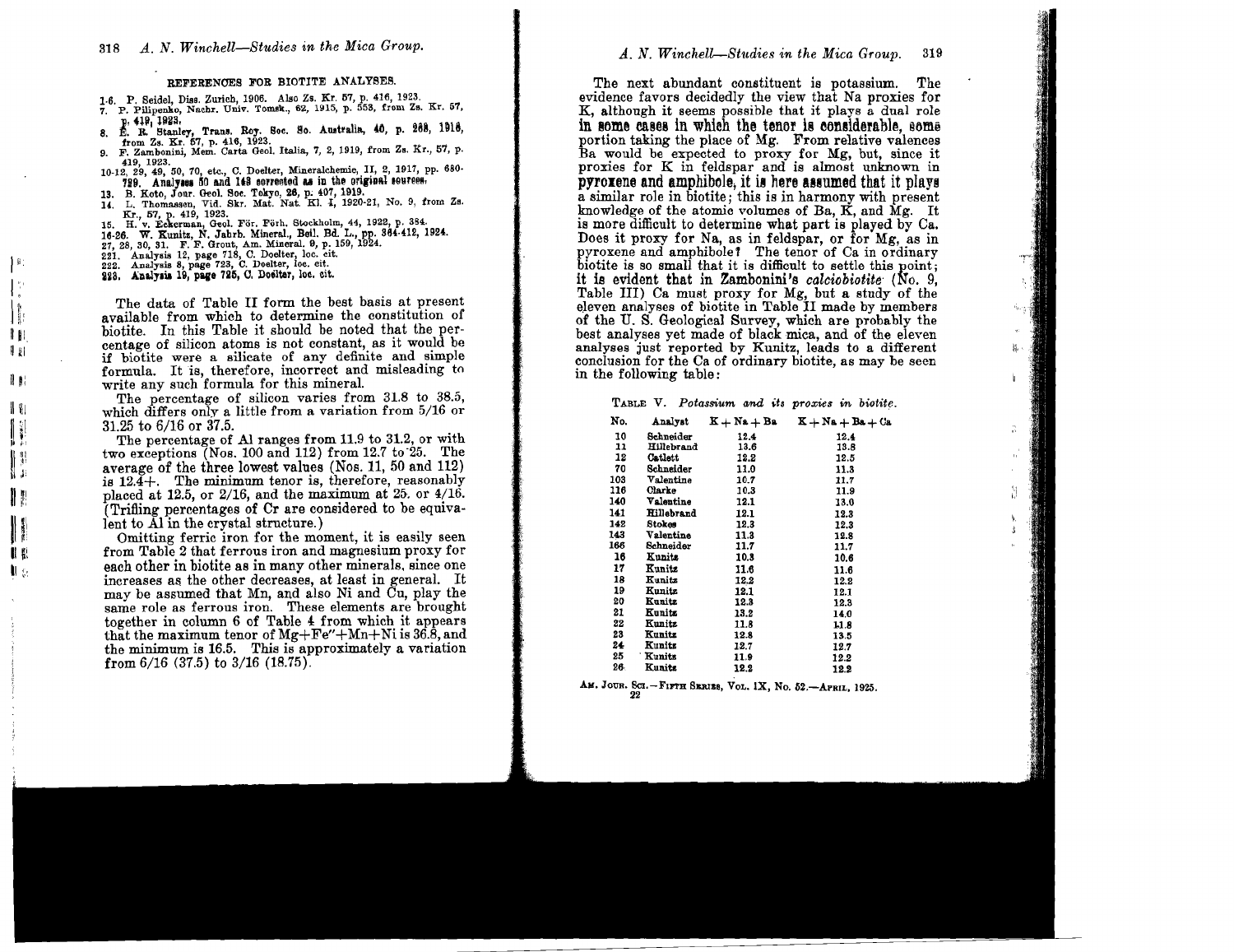REFERENCES FOR BIOTITE ANALYSES.

1-6. P. Seidel, Diss. Zurich, 1906. Also Zs. Kr. 57, p. 416, 1923.
7. P. Pilipenko, Nachr. Univ. Tomsk., 62, 1915, p. 553, from Zs. Kr. 57, p. 419, 1923.
8. E. R. Stanley, Trans. Roy. Soc. So. Australia, 40, p. 268, 1916, from Zs. Kr. 57, p. 416, 1923.
9. F. Zambonini, Mem. Carta Geol. Italia, 7, 2, 1919, from Zs. Kr., 57, p. 419, 1923.
10-12, 29, 49, 50, 70, etc., C. Doelter, Mineralchemie, II, 2, 1917, pp. 680-789. Analyses 50 and 148 corrected as in the original sources.
13. B. Koto, Jour. Geol. Soc. Tokyo, 26, p. 407, 1919.
14. L. Thomassen, Vid. Skr. Mat. Nat. Kl. I, 1920-21, No. 9, from Zs. Kr., 57, p. 419, 1923.
15. H. v. Eckerman, Geol. För. Förh. Stockholm, 44, 1922, p. 384.
16-26. W. Kunitz, N. Jahrb. Mineral., Beil. Bd. L., pp. 364-412, 1924.
27, 28, 30, 31. F. F. Grout, Am. Mineral. 9, p. 159, 1924.
221. Analysis 12, page 718, C. Doelter, loc. cit.
222. Analysis 8, page 723, C. Doelter, loc. cit.
223. Analysis 19, page 725, C. Doelter, loc. cit.

The data of Table II form the best basis at present available from which to determine the constitution of biotite. In this Table it should be noted that the percentage of silicon atoms is not constant, as it would be if biotite were a silicate of any definite and simple formula. It is, therefore, incorrect and misleading to write any such formula for this mineral.

The percentage of silicon varies from 31.8 to 38.5, which differs only a little from a variation from 5/16 or 31.25 to 6/16 or 37.5.

The percentage of Al ranges from 11.9 to 31.2, or with two exceptions (Nos. 100 and 112) from 12.7 to 25. The average of the three lowest values (Nos. 11, 50 and 112) is 12.4+. The minimum tenor is, therefore, reasonably placed at 12.5, or 2/16, and the maximum at 25. or 4/16. (Trifling percentages of Cr are considered to be equivalent to Al in the crystal structure.)

Omitting ferric iron for the moment, it is easily seen from Table 2 that ferrous iron and magnesium proxy for each other in biotite as in many other minerals, since one increases as the other decreases, at least in general. It may be assumed that Mn, and also Ni and Cu, play the same role as ferrous iron. These elements are brought together in column 6 of Table 4 from which it appears that the maximum tenor of Mg+Fe″+Mn+Ni is 36.8, and the minimum is 16.5. This is approximately a variation from 6/16 (37.5) to 3/16 (18.75).

The next abundant constituent is potassium. The evidence favors decidedly the view that Na proxies for K, although it seems possible that it plays a dual role in some cases in which the tenor is considerable, some portion taking the place of Mg. From relative valences Ba would be expected to proxy for Mg, but, since it proxies for K in feldspar and is almost unknown in pyroxene and amphibole, it is here assumed that it plays a similar role in biotite; this is in harmony with present knowledge of the atomic volumes of Ba, K, and Mg. It is more difficult to determine what part is played by Ca. Does it proxy for Na, as in feldspar, or for Mg, as in pyroxene and amphibole? The tenor of Ca in ordinary biotite is so small that it is difficult to settle this point; it is evident that in Zambonini's *calciobiotite* (No. 9, Table III) Ca must proxy for Mg, but a study of the eleven analyses of biotite in Table II made by members of the U. S. Geological Survey, which are probably the best analyses yet made of black mica, and of the eleven analyses just reported by Kunitz, leads to a different conclusion for the Ca of ordinary biotite, as may be seen in the following table:

TABLE V. *Potassium and its proxies in biotite.*

| No. | Analyst | K + Na + Ba | K + Na + Ba + Ca |
|---|---|---|---|
| 10 | Schneider | 12.4 | 12.4 |
| 11 | Hillebrand | 13.6 | 13.8 |
| 12 | Catlett | 12.2 | 12.5 |
| 70 | Schneider | 11.0 | 11.3 |
| 103 | Valentine | 10.7 | 11.7 |
| 116 | Clarke | 10.3 | 11.9 |
| 140 | Valentine | 12.1 | 13.0 |
| 141 | Hillebrand | 12.1 | 12.3 |
| 142 | Stokes | 12.3 | 12.3 |
| 143 | Valentine | 11.3 | 12.8 |
| 166 | Schneider | 11.7 | 11.7 |
| 16 | Kunitz | 10.3 | 10.6 |
| 17 | Kunitz | 11.6 | 11.6 |
| 18 | Kunitz | 12.2 | 12.2 |
| 19 | Kunitz | 12.1 | 12.1 |
| 20 | Kunitz | 12.3 | 12.3 |
| 21 | Kunitz | 13.2 | 14.0 |
| 22 | Kunitz | 11.8 | 11.8 |
| 23 | Kunitz | 12.8 | 13.5 |
| 24 | Kunitz | 12.7 | 12.7 |
| 25 | Kunitz | 11.9 | 12.2 |
| 26 | Kunitz | 12.2 | 12.2 |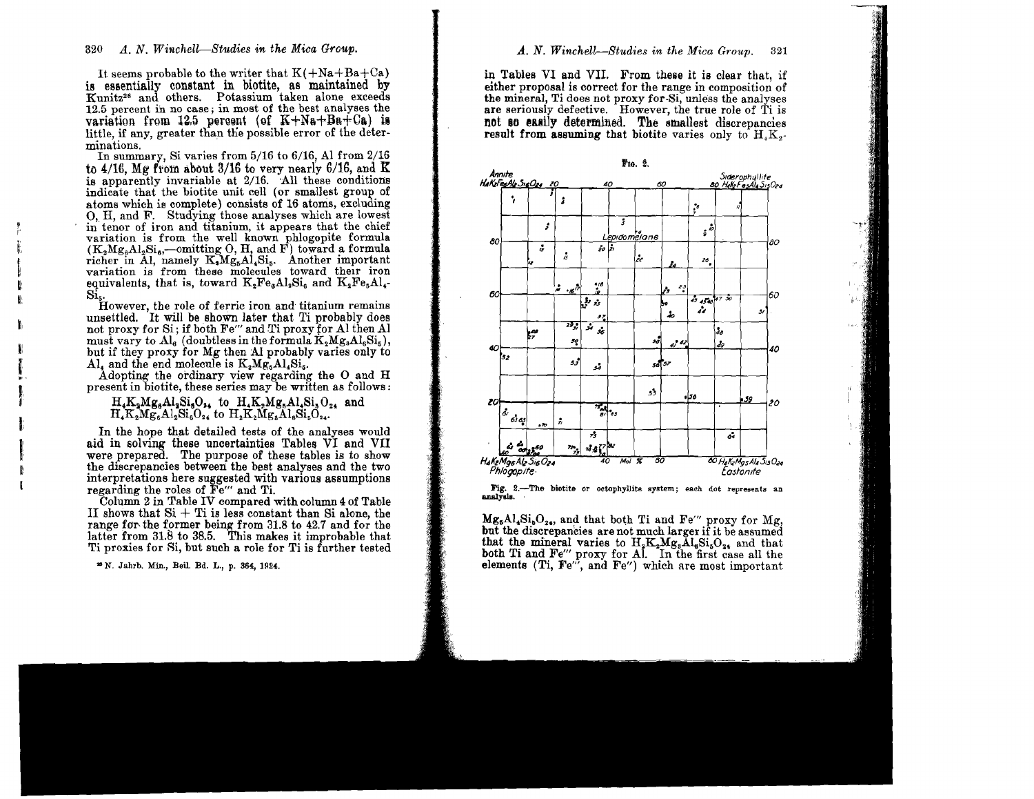It seems probable to the writer that K(+Na+Ba+Ca) is essentially constant in biotite, as maintained by Kunitz[28] and others. Potassium taken alone exceeds 12.5 percent in no case; in most of the best analyses the variation from 12.5 percent (of K+Na+Ba+Ca) is little, if any, greater than the possible error of the determinations.

In summary, Si varies from 5/16 to 6/16, Al from 2/16 to 4/16, Mg from about 3/16 to very nearly 6/16, and K is apparently invariable at 2/16. All these conditions indicate that the biotite unit cell (or smallest group of atoms which is complete) consists of 16 atoms, excluding O, H, and F. Studying those analyses which are lowest in tenor of iron and titanium, it appears that the chief variation is from the well known phlogopite formula ($K_2Mg_6Al_2Si_6$,—omitting O, H, and F) toward a formula richer in Al, namely $K_2Mg_5Al_4Si_5$. Another important variation is from these molecules toward their iron equivalents, that is, toward $K_2Fe_6Al_2Si_6$ and $K_2Fe_5Al_4Si_5$.

However, the role of ferric iron and titanium remains unsettled. It will be shown later that Ti probably does not proxy for Si; if both Fe''' and Ti proxy for Al then Al must vary to $Al_6$ (doubtless in the formula $K_2Mg_3Al_6Si_5$), but if they proxy for Mg then Al probably varies only to $Al_4$ and the end molecule is $K_2Mg_5Al_4Si_5$.

Adopting the ordinary view regarding the O and H present in biotite, these series may be written as follows:

$$H_4K_2Mg_6Al_2Si_6O_{24} \text{ to } H_4K_2Mg_5Al_4Si_5O_{24} \text{ and}$$
$$H_4K_2Mg_6Al_2Si_6O_{24} \text{ to } H_2K_2Mg_3Al_6Si_5O_{24}.$$

In the hope that detailed tests of the analyses would aid in solving these uncertainties Tables VI and VII were prepared. The purpose of these tables is to show the discrepancies between the best analyses and the two interpretations here suggested with various assumptions regarding the roles of Fe''' and Ti.

Column 2 in Table IV compared with column 4 of Table II shows that Si + Ti is less constant than Si alone, the range for the former being from 31.8 to 42.7 and for the latter from 31.8 to 38.5. This makes it improbable that Ti proxies for Si, but such a role for Ti is further tested in Tables VI and VII. From these it is clear that, if either proposal is correct for the range in composition of the mineral, Ti does not proxy for Si, unless the analyses are seriously defective. However, the true role of Ti is not so easily determined. The smallest discrepancies result from assuming that biotite varies only to $H_4K_2Mg_5Al_4Si_5O_{24}$, and that both Ti and Fe''' proxy for Mg, but the discrepancies are not much larger if it be assumed that the mineral varies to $H_2K_2Mg_3Al_6Si_5O_{24}$ and that both Ti and Fe''' proxy for Al. In the first case all the elements (Ti, Fe''', and Fe'') which are most important

[28] N. Jahrb. Min., Beil. Bd. L., p. 364, 1924.

Fig. 2.

Fig. 2.—The biotite or octophyllite system; each dot represents an analysis.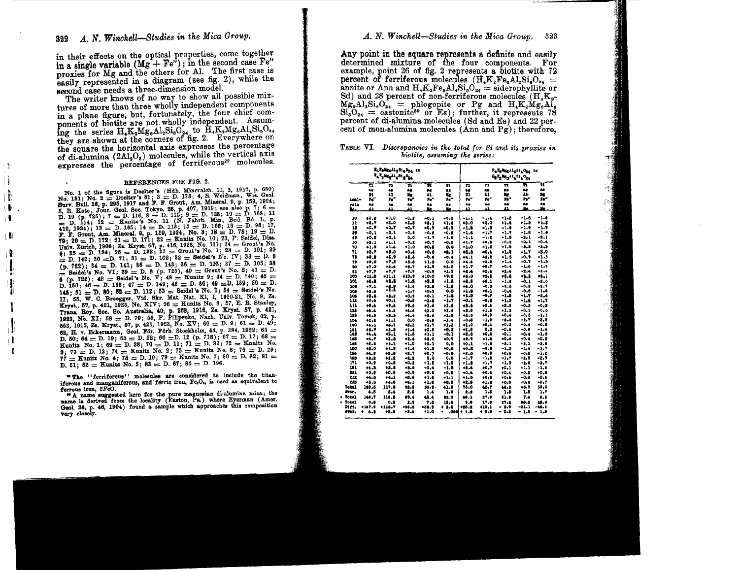in their effects on the optical properties, come together in a single variable (Mg + Fe''); in the second case Fe'' proxies for Mg and the others for Al. The first case is easily represented in a diagram (see fig. 2), while the second case needs a three-dimension model.

The writer knows of no way to show all possible mixtures of more than three wholly independent components in a plane figure, but, fortunately, the four chief components of biotite are not wholly independent. Assuming the series $H_4K_2Mg_6Al_2Si_6O_{24}$ to $H_4K_2Mg_5Al_4Si_5O_{24}$ they are shown at the corners of fig. 2. Everywhere on the square the horizontal axis expresses the percentage of di-alumina ($2Al_2O_3$) molecules, while the vertical axis expresses the percentage of ferriferous[29] molecules.

### REFERENCES FOR FIG. 2.

No. 1 of the figure is Doelter's (Hdb. Mineralch. II, 2, 1917, p. 680) No. 181; No. 2 = Doelter's 81; 3 = D. 178; 4, S. Weidman, Wis. Geol. Surv. Bull. 16, p. 295, 1917 and F. F. Grout, Am. Mineral. 9, p. 159, 1924; 5, B. Koto, Jour. Geol. Soc. Tokyo, 26, p. 407, 1919; see also p. 7; 6 = D. 19 (p. 725); 7 = D. 116, 8 = D. 115; 9 = D. 128; 10 = D. 168; 11 = D. 114; 12 = Kunitz's No. 11 (N. Jahrb. Min., Beil. Bd. L, p. 412, 1924); 13 = D. 165; 14 = D. 113; 15 = D. 166; 16 = D. 96; 17, F. F. Grout, Am. Mineral. 9, p. 159, 1924, No. 3; 18 = D. 78; 19 = D. 79; 20 = D. 172; 21 = D. 171; 22 = Kunitz No. 10; 23, P. Seidel, Diss. Univ. Zurich, 1906; Zs. Kryst. 57, p. 416, 1923, No. III; 24 = Grout's No. 4; 25 = D. 134; 26 = D. 132; 27 = Grout's No. 1; 28 = D. 101; 29 = D. 142; 30 = D. 71; 31 = D. 102; 32 = Seidel's No. IV; 33 = D. 8 (p. 722); 34 = D. 141; 35 = D. 143; 36 = D. 103; 37 = D. 105; 38 = Seidel's No. VI; 39 = D. 8 (p. 723), 40 = Grout's No. 2; 41 = D. 6 (p. 722); 42 = Seidel's No. V; 43 = Kunitz 9; 44 = D. 140; 45 = D. 150; 46 = D. 133; 47 = D. 149; 48 = D. 86; 49 = D. 139; 50 = D. 148; 51 = D. 80; 52 = D. 112; 53 = Seidel's No. I; 54 = Seidel's No. II; 55, W. C. Broegger, Vid. Skr. Mat. Nat. Kl, I, 1920-21, No. 9, Zs. Kryst., 57, p. 421, 1923, No. XIV; 56 = Seidel's No. 8; 57, E. R. Stanley, Trans. Roy. Soc. So. Australia, 40, p. 268, 1916, Zs. Kryst. 57, p. 421, 1923, No. XI; 58 = D. 70; 59, P. Pilipenko, Nach. Univ. Tomsk, 63, p. 553, 1915, Zs. Kryst., 57, p. 421, 1923, No. XV; 60 = D. 9; 61 = D. 49; 62, H. v. Eckermann, Geol.För. Förh. Stockholm, 44, p. 384, 1922; 63 = D. 50; 64 = D. 19; 65 = D. 52; 66 = D. 12 (p. 718); 67 = D. 17; 68 = Kunitz No. 1; 69 = D. 28; 70 = D. 11; 71 = D. 32; 72 = Kunitz No. 3; 73 = D. 12; 74 = Kunitz No. 2; 75 = Kunitz No. 6; 76 = D. 29; 77 = Kunitz No. 4; 78 = D. 10; 79 = Kunitz No. 7; 80 = D. 82; 81 = D. 51; 82 = Kunitz No. 5; 83 = D. 67; 84 = D. 196.

[29] The "ferriferous" molecules are considered to include the titaniferous and manganiferous, and ferric iron, $Fe_2O_3$, is used as equivalent to ferrous iron, 2FeO.

[30] A name suggested here for the pure magnesian di-alumina mica; the name is derived from the locality (Easton, Pa.) where Eyerman (Amer. Geol. 34, p. 46, 1904) found a sample which approaches this composition very closely.

Any point in the square represents a definite and easily determined mixture of the four components. For example, point 26 of fig. 2 represents a biotite with 72 percent of ferriferous molecules ($H_4K_2Fe_6Al_2Si_6O_{24}$ = annite or Ann and $H_4K_2Fe_5Al_4Si_5O_{24}$ = siderophyllite or Sd) and 28 percent of non-ferriferous molecules ($H_4K_2Mg_6Al_2Si_6O_{24}$ = phlogopite or Pg and $H_4K_2Mg_5Al_4Si_5O_{24}$ = eastonite[30] or Es); further, it represents 78 percent of di-alumina molecules (Sd and Es) and 22 percent of mon-alumina molecules (Ann and Pg); therefore,

TABLE VI. *Discrepancies in the total for Si and its proxies in biotite, assuming the series:*

| | $H_4K_2Mg_6Al_2Si_6O_{24}$ to $H_4K_2Mg_5Al_4Si_5O_{24}$ | | | | | $H_4K_2Mg_6Al_2Si_6O_{24}$ to $H_4K_2Mg_4Al_6Si_4O_{24}$ | | | | |
|---|---|---|---|---|---|---|---|---|---|---|
| Analysis No. | Ti as Si, Fe'' as Al | Ti as Al, Fe'' as Al | Ti as Mg, Fe'' as Al | Ti as Al, Fe'' as Mg | Ti as Mg, Fe'' as Mg | Ti as Si, Fe'' as Al | Ti as Al, Fe'' as Al | Ti as Mg, Fe'' as Al | Ti as Al, Fe'' as Mg | Ti as Mg, Fe'' as Mg |
| 10 | +0.2 | +0.0 | -0.2 | -0.1 | -0.3 | -1.1 | -1.4 | -1.5 | -1.5 | -1.6 |
| 11 | +3.7 | +3.0 | +2.3 | +2.1 | +1.4 | +3.0 | +1.0 | +1.6 | +1.8 | +1.8 |
| 18 | -0.7 | -0.7 | -0.7 | -0.8 | -0.8 | -1.8 | -1.8 | -1.8 | -1.9 | -1.9 |
| 29 | -0.1 | -0.1 | -0.2 | -0.6 | -0.8 | -1.6 | -1.7 | -1.7 | -1.8 | -1.8 |
| 49 | +0.2 | +0.1 | 0.0 | -1.7 | -1.8 | -1.1 | -1.2 | -1.3 | -2.1 | -2.1 |
| 50 | +2.1 | +1.1 | -0.2 | +0.7 | -0.3 | +1.7 | +0.8 | -0.2 | +0.1 | -0.4 |
| 70 | +1.8 | +1.6 | +1.0 | +0.8 | 0.0 | -1.0 | -1.6 | -1.6 | -2.2 | -2.3 |
| 71 | +5.7 | +5.0 | +0.4 | +0.6 | -2.1 | +3.3 | +0.4 | -1.6 | -1.7 | -3.0 |
| 78 | +6.2 | +4.9 | +5.4 | -0.4 | -0.4 | +4.1 | +2.2 | +1.5 | -0.9 | -1.5 |
| 79 | +9.0 | +7.3 | +5.6 | +1.3 | 0.0 | +4.6 | +3.3 | +1.4 | -0.7 | -1.5 |
| 80 | +7.0 | +4.4 | +2.7 | +1.3 | +1.2 | +1.7 | +0.7 | -0.4 | -1.6 | -1.7 |
| 81 | +7.7 | +7.7 | +7.7 | -0.9 | -1.9 | +2.4 | +2.4 | +2.4 | -2.4 | -2.4 |
| 100 | +11.3 | +11.1 | +10.9 | +10.0 | +9.9 | +6.0 | +5.6 | +5.6 | +5.6 | +5.1 |
| 101 | +4.3 | +3.8 | +1.3 | +2.3 | -1.5 | +5.8 | +0.1 | -1.8 | -0.1 | -2.0 |
| 102 | +7.1 | +3.8 | +1.4 | +2.5 | -1.8 | +6.0 | -0.3 | -2.5 | -0.6 | -2.7 |
| 103 | +3.6 | +2.5 | +1.7 | +0.3 | 0.0 | +1.3 | +0.1 | -0.4 | -0.6 | -1.3 |
| 106 | +3.8 | +3.2 | +0.9 | -0.1 | -1.8 | +2.3 | -0.7 | -1.8 | -1.7 | -2.4 |
| 112 | +0.6 | +0.1 | -0.3 | -1.8 | -1.7 | -0.1 | -0.8 | -1.0 | +1.6 | +1.7 |
| 116 | +9.4 | +7.4 | +3.4 | +1.4 | +1.3 | +3.5 | +5.5 | +3.5 | -0.3 | -0.3 |
| 132 | +4.4 | +5.4 | +4.6 | +3.2 | +1.4 | +2.3 | +1.3 | +1.2 | -0.1 | -0.5 |
| 133 | +4.5 | +3.5 | +4.4 | +3.4 | +1.5 | +2.5 | +0.9 | +0.4 | -0.5 | -1.1 |
| 134 | +2.2 | +1.1 | 0.0 | -0.8 | -1.4 | -0.3 | -1.9 | -2.6 | -2.7 | -3.2 |
| 140 | +4.1 | +6.7 | +3.3 | +1.7 | +1.3 | +1.0 | +0.4 | +0.3 | -0.4 | -0.6 |
| 141 | +3.7 | +2.3 | +1.4 | +0.6 | -0.3 | +1.6 | 0.3 | -0.6 | -0.8 | -1.4 |
| 142 | +4.4 | +3.1 | +1.6 | +1.1 | -0.1 | +2.5 | +0.6 | -0.1 | -0.4 | -1.0 |
| 143 | +4.7 | +3.5 | +1.4 | +2.0 | +0.9 | +2.9 | +1.2 | +0.4 | +0.4 | -0.2 |
| 146 | +3.2 | +1.1 | +1.0 | +2.1 | 0.0 | +0.1 | -1.6 | -2.1 | -2.1 | -2.6 |
| 150 | +3.0 | +2.3 | +1.4 | +1.3 | +0.4 | +0.2 | -0.3 | -1.2 | -1.4 | -1.7 |
| 166 | +4.5 | +3.8 | +2.7 | +0.7 | -0.8 | +2.0 | +0.9 | +0.4 | -0.6 | -1.2 |
| 168 | +2.2 | +2.2 | +2.3 | 0.0 | 0.0 | -1.7 | -1.8 | -1.7 | -2.9 | -2.9 |
| 171 | +0.9 | +0.8 | +0.2 | -1.2 | -1.6 | -1.2 | -1.7 | -1.9 | -2.6 | -2.7 |
| 181 | +4.3 | +3.3 | +2.6 | -0.4 | -1.5 | +2.4 | +0.7 | +0.1 | -1.1 | -1.6 |
| 221 | +0.3 | +0.9 | +0.3 | +0.8 | +0.8 | +0.4 | +0.4 | +0.4 | +0.2 | +0.2 |
| 222 | +4.5 | +4.1 | +3.4 | +1.4 | +1.1 | +1.3 | +0.6 | +0.4 | -0.4 | -0.6 |
| 223 | +5.5 | +4.8 | +4.1 | +1.4 | +0.9 | +2.3 | +1.2 | +0.9 | -0.4 | -0.7 |
| Total | 167.5 | 117.8 | 92.2 | 50.9 | 41.6 | 75.0 | 45.7 | 48.3 | 45.9 | 59.5 |
| Aver. | 4.5 | 3.4 | 2.6 | 1.4 | 1.2 | 2.2 | 1.3 | 1.3 | 1.3 | 1.7 |
| + Total | 148.7 | 114.8 | 89.4 | 43.4 | 22.2 | 66.1 | 27.9 | 21.3 | 7.4 | 6.5 |
| − Total | 0.8 | 0.8 | 2.3 | 7.5 | 19.4 | 9.9 | 17.9 | 27.2 | 38.5 | 53.0 |
| Diff. | +147.9 | +113.7 | +86.3 | +36.9 | + 2.6 | +56.2 | +10.1 | − 5.9 | −31.1 | −46.4 |
| Aver. | + 4.2 | +3.3 | +2.4 | +1.0 | + .066 | + 1.6 | + 0.3 | − 0.2 | − 1.0 | − 1.3 |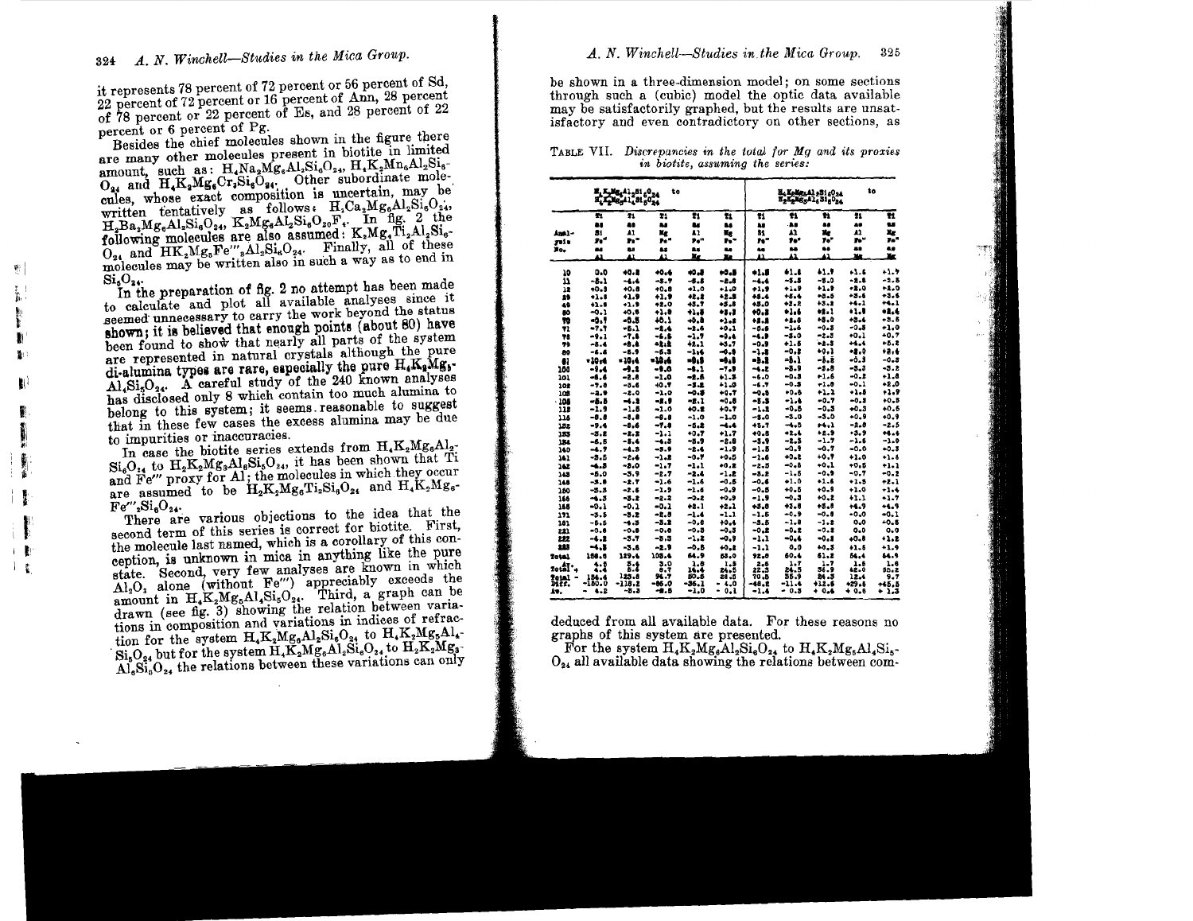it represents 78 percent of 72 percent or 56 percent of Sd, 22 percent of 72 percent or 16 percent of Ann, 28 percent of 78 percent or 22 percent of Es, and 28 percent of 22 percent or 6 percent of Pg.

Besides the chief molecules shown in the figure there are many other molecules present in biotite in limited amount, such as: $H_4Na_2Mg_6Al_2Si_6O_{24}$, $H_4K_2Mn_6Al_2Si_6O_{24}$ and $H_4K_2Mg_6Cr_2Si_6O_{24}$. Other subordinate molecules, whose exact composition is uncertain, may be written tentatively as follows: $H_2Ca_2Mg_6Al_2Si_6O_{24}$, $H_2Ba_2Mg_6Al_2Si_6O_{24}$, $K_2Mg_6Al_2Si_6O_{20}F_4$. In fig. 2 the following molecules are also assumed: $K_2Mg_4Ti_2Al_2Si_6O_{24}$ and $HK_2Mg_5Fe'''_3Al_2Si_6O_{24}$. Finally, all of these molecules may be written also in such a way as to end in $Si_6O_{24}$.

In the preparation of fig. 2 no attempt has been made to calculate and plot all available analyses since it seemed unnecessary to carry the work beyond the status shown; it is believed that enough points (about 80) have been found to show that nearly all parts of the system are represented in natural crystals although the pure di-alumina types are rare, especially the pure $H_4K_2Mg_5Al_4Si_5O_{24}$. A careful study of the 240 known analyses has disclosed only 8 which contain too much alumina to belong to this system; it seems reasonable to suggest that in these few cases the excess alumina may be due to impurities or inaccuracies.

In case the biotite series extends from $H_4K_2Mg_6Al_2Si_6O_{24}$ to $H_2K_2Mg_3Al_6Si_6O_{24}$, it has been shown that Ti and Fe''' proxy for Al; the molecules in which they occur are assumed to be $H_2K_2Mg_6Ti_2Si_6O_{24}$ and $H_4K_2Mg_6Fe'''_2Si_6O_{24}$.

There are various objections to the idea that the second term of this series is correct for biotite. First, the molecule last named, which is a corollary of this conception, is unknown in mica in anything like the pure state. Second, very few analyses are known in which $Al_2O_3$ alone (without Fe''') appreciably exceeds the amount in $H_4K_2Mg_5Al_4Si_5O_{24}$. Third, a graph can be drawn (see fig. 3) showing the relation between variations in composition and variations in indices of refraction for the system $H_4K_2Mg_6Al_2Si_6O_{24}$ to $H_4K_2Mg_5Al_4Si_5O_{24}$ but for the system $H_4K_2Mg_6Al_2Si_6O_{24}$ to $H_2K_2Mg_3Al_6Si_6O_{24}$ the relations between these variations can only be shown in a three-dimension model; on some sections through such a (cubic) model the optic data available may be satisfactorily graphed, but the results are unsatisfactory and even contradictory on other sections, as deduced from all available data. For these reasons no graphs of this system are presented.

TABLE VII. *Discrepancies in the total for Mg and its proxies in biotite, assuming the series:*

| Anal-ysis No. | $H_4K_2Mg_6Al_2Si_6O_{24}$ to $H_2K_2Mg_3Al_6Si_6O_{24}$ | | | | | $H_4K_2Mg_6Al_2Si_6O_{24}$ to $H_4K_2Mg_5Al_4Si_5O_{24}$ | | | | |
|---|---|---|---|---|---|---|---|---|---|---|
| | Ti as Si Fe''' as Al | Ti as Al Fe''' as Al | Ti as Mg Fe''' as Al | Ti as Al Fe''' as Mg | Ti as Mg Fe''' as Mg | Ti as Si Fe''' as Al | Ti as Al Fe''' as Al | Ti as Mg Fe''' as Al | Ti as Al Fe''' as Mg | Ti as Mg Fe''' as Mg |
| 10 | 0.0 | +0.2 | +0.4 | +0.5 | +0.8 | +1.5 | +1.6 | +1.7 | +1.6 | +1.7 |
| 11 | -5.1 | -4.4 | -3.7 | -5.5 | -2.8 | -4.4 | -5.5 | -3.0 | -2.5 | -2.5 |
| 12 | +0.3 | +0.2 | +0.2 | -1.0 | -1.0 | +1.9 | +1.9 | +1.9 | +2.0 | +2.0 |
| 29 | +1.5 | +1.9 | +1.9 | +2.2 | +2.2 | +3.4 | +3.4 | +3.5 | +3.6 | +3.6 |
| 48 | +1.5 | +1.9 | +2.0 | +5.7 | +5.5 | +3.0 | +3.2 | +3.2 | +4.1 | +4.1 |
| 60 | -0.1 | +0.5 | +1.0 | +1.8 | +2.2 | +0.2 | +1.6 | +2.1 | +1.8 | +2.4 |
| 70 | +0.7 | +0.5 | +0.1 | -0.5 | -1.2 | +2.5 | +3.0 | +3.0 | +3.4 | -3.5 |
| 71 | +7.7 | +5.1 | -2.4 | -2.6 | +0.1 | -0.5 | -1.6 | -0.2 | -0.5 | +1.0 |
| 72 | -9.1 | -7.5 | -6.5 | -1.7 | +0.4 | -4.9 | -3.0 | -2.2 | +0.1 | +0.7 |
| 75 | -2.4 | +2.2 | +2.5 | +0.1 | -3.7 | -0.3 | +1.5 | +2.2 | +4.4 | +5.2 |
| 80 | -6.4 | -5.9 | -5.3 | -14.6 | -0.5 | -1.2 | -0.2 | +0.1 | +2.0 | +2.4 |
| 81 | +10.4 | +10.4 | +10.4 | +0.5 | +0.5 | +3.2 | -5.1 | -5.2 | -0.3 | -0.3 |
| 100 | -9.4 | -9.2 | -9.0 | -8.1 | -7.9 | -4.2 | -3.9 | -3.6 | -3.3 | -3.2 |
| 101 | -4.6 | -2.8 | -1.0 | -2.8 | +1.3 | +5.0 | -0.3 | +1.6 | -0.2 | +1.6 |
| 102 | -7.0 | -3.6 | +0.7 | -3.2 | +1.0 | -6.7 | -0.3 | +1.0 | -0.1 | +2.0 |
| 103 | -2.9 | -2.0 | -1.0 | -0.3 | +0.7 | -0.3 | +0.6 | +1.3 | +1.5 | +1.9 |
| 108 | -5.5 | -4.2 | -4.0 | -2.1 | -0.5 | -2.3 | -1.6 | -0.7 | -0.3 | +0.3 |
| 112 | -1.3 | -1.5 | -1.0 | +0.2 | +0.7 | -1.2 | -0.5 | -0.5 | +0.3 | +0.6 |
| 116 | -8.8 | -3.8 | -8.8 | -1.0 | -1.0 | -3.0 | -3.0 | -3.0 | +0.9 | +0.9 |
| 132 | -9.4 | -8.6 | -7.8 | -5.2 | -4.4 | +5.7 | -4.5 | +4.1 | -2.6 | -2.5 |
| 133 | -3.2 | -2.2 | -1.1 | +0.7 | +1.7 | +0.5 | +2.4 | +2.9 | -3.9 | +4.4 |
| 134 | -5.5 | -5.4 | -4.3 | -3.9 | -2.8 | -3.9 | -2.3 | -1.7 | -1.5 | -1.0 |
| 140 | -4.7 | -4.3 | -3.9 | -2.4 | -1.9 | -1.5 | -0.9 | -0.7 | -0.0 | +0.3 |
| 141 | -3.5 | -2.6 | -1.2 | -0.7 | +0.5 | -1.6 | +0.2 | +0.7 | +1.0 | +1.4 |
| 142 | -4.5 | -3.0 | -1.7 | -1.1 | +0.2 | -2.5 | -0.5 | +0.1 | +0.5 | +1.1 |
| 143 | -5.0 | -3.9 | -2.7 | -2.4 | -1.2 | -3.2 | -1.5 | -0.9 | -0.7 | -0.2 |
| 146 | -3.8 | -2.7 | -1.6 | -1.6 | -0.5 | -0.6 | +1.0 | +1.6 | +1.5 | +2.1 |
| 150 | -3.3 | -2.6 | -1.9 | -1.6 | -0.9 | -0.5 | +0.5 | +0.9 | +1.0 | +1.4 |
| 166 | -4.3 | -3.2 | -2.2 | -3.2 | +0.9 | -1.9 | -0.3 | +0.2 | +1.1 | +1.7 |
| 168 | +0.1 | -0.1 | +0.1 | +2.1 | +2.1 | +3.8 | +2.8 | +3.8 | +4.9 | +4.9 |
| 171 | -3.5 | -3.2 | -2.8 | -1.4 | -1.1 | -1.5 | -0.9 | -0.8 | -0.0 | +0.1 |
| 181 | -5.5 | -4.3 | -3.2 | -0.8 | +0.4 | -3.5 | -1.8 | -1.2 | 0.0 | +0.6 |
| 221 | -0.8 | -0.8 | -0.8 | -0.3 | -0.3 | -0.2 | -0.2 | -0.2 | 0.0 | 0.0 |
| 222 | -4.2 | -3.7 | -3.3 | -1.2 | -0.9 | -1.1 | -0.4 | -0.1 | +0.8 | +1.2 |
| 223 | -4.5 | -3.5 | -2.9 | -0.5 | +0.2 | -1.1 | 0.0 | +0.3 | +1.5 | +1.9 |
| Total | 158.6 | 129.4 | 105.4 | 64.9 | 53.0 | 92.0 | 60.4 | 51.2 | 54.4 | 54.9 |
| Total + | 4.5 | 5.4 | 3.0 | 1.5 | 1.5 | 2.5 | 1.7 | 1.7 | 1.5 | 1.6 |
| Total + | 4.4 | 5.5 | 8.7 | 14.4 | 24.5 | 22.3 | 24.5 | 36.9 | 42.0 | 50.2 |
| Total − | 154.4 | 123.8 | 96.7 | 50.5 | 28.5 | 70.5 | 35.9 | 24.3 | 12.4 | 9.7 |
| Diff. | -150.0 | -118.2 | -88.0 | -36.1 | - 4.0 | -48.2 | -11.4 | +12.6 | +29.6 | +45.5 |
| Av. | - 4.2 | -3.3 | -2.5 | -1.0 | - 0.1 | -1.4 | - 0.3 | + 0.4 | + 0.8 | + 1.3 |

For the system $H_4K_2Mg_6Al_2Si_6O_{24}$ to $H_4K_2Mg_5Al_4Si_5O_{24}$ all available data showing the relations between com-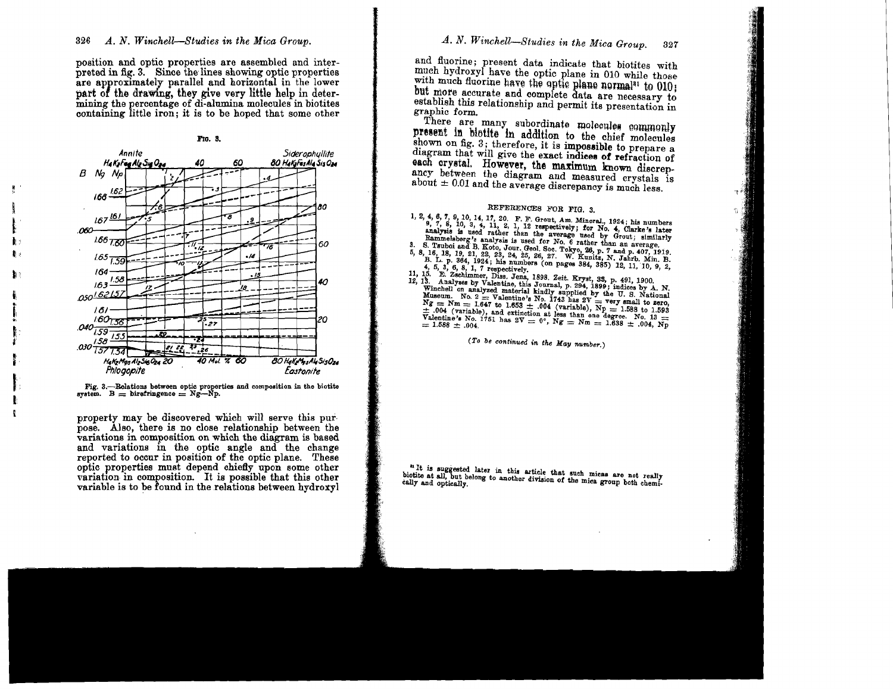position and optic properties are assembled and interpreted in fig. 3. Since the lines showing optic properties are approximately parallel and horizontal in the lower part of the drawing, they give very little help in determining the percentage of di-alumina molecules in biotites containing little iron; it is to be hoped that some other

Fig. 3.

Annite

$H_4K_2Fe_6Al_2Si_6O_{24}$

Siderophyllite

$H_4K_2Fe_5Al_4Si_5O_{24}$

B Ng Np

40 60 80

1.62 1.68 1.61 1.67 .060 1.60 1.66 1.59 1.65 1.64 1.58 1.63 .050 1.62 1.57 1.61 .040 1.60 1.56 1.59 1.55 1.58 .030 1.57 1.54

80 60 40 20

$H_4K_2Mg_6Al_2Si_6O_{24}$ 20 40 Mol. % 60 80 $H_4K_2Mg_5Al_4Si_5O_{24}$

Phlogopite

Eastonite

Fig. 3.—Relations between optic properties and composition in the biotite system. B = birefringence = Ng—Np.

property may be discovered which will serve this purpose. Also, there is no close relationship between the variations in composition on which the diagram is based and variations in the optic angle and the change reported to occur in position of the optic plane. These optic properties must depend chiefly upon some other variation in composition. It is possible that this other variable is to be found in the relations between hydroxyl and fluorine; present data indicate that biotites with much hydroxyl have the optic plane in 010 while those with much fluorine have the optic plane normal[31] to 010; but more accurate and complete data are necessary to establish this relationship and permit its presentation in graphic form.

There are many subordinate molecules commonly present in biotite in addition to the chief molecules shown on fig. 3; therefore, it is impossible to prepare a diagram that will give the exact indices of refraction of each crystal. However, the maximum known discrepancy between the diagram and measured crystals is about ± 0.01 and the average discrepancy is much less.

## REFERENCES FOR FIG. 3.

1, 2, 4, 6, 7, 9, 10, 14, 17, 20. F. F. Grout, Am. Mineral., 1924; his numbers 9, 7, 8, 10, 3, 4, 11, 2, 1, 12 respectively; for No. 4, Clarke's later analysis is used rather than the average used by Grout; similarly Rammelsberg's analysis is used for No. 6 rather than an average.

3. S. Tsuboi and B. Koto, Jour. Geol. Soc. Tokyo, 26, p. 7 and p. 407, 1919.

5, 8, 16, 18, 19, 21, 22, 23, 24, 25, 26, 27. W. Kunitz, N. Jahrb. Min. B. B. L. p. 384, 1924; his numbers (on pages 384, 385) 12, 11, 10, 9, 2, 4, 5, 3, 6, 8, 1, 7 respectively.

11, 15. E. Zschimmer, Diss. Jena, 1898. Zeit. Kryst, 38, p. 491, 1900.

12, 13. Analyses by Valentine, this Journal, p. 294, 1899; indices by A. N. Winchell on analyzed material kindly supplied by the U. S. National Museum. No. 2 = Valentine's No. 1743 has 2V = very small to zero, Ng = Nm = 1.647 to 1.653 ± .004 (variable), Np = 1.588 to 1.593 ± .004 (variable), and extinction at less than one degree. No. 13 = Valentine's No. 1751 has 2V = 0°, Ng = Nm = 1.638 ± .004, Np = 1.568 ± .004.

*(To be continued in the May number.)*

[31] It is suggested later in this article that such micas are not really biotite at all, but belong to another division of the mica group both chemically and optically.